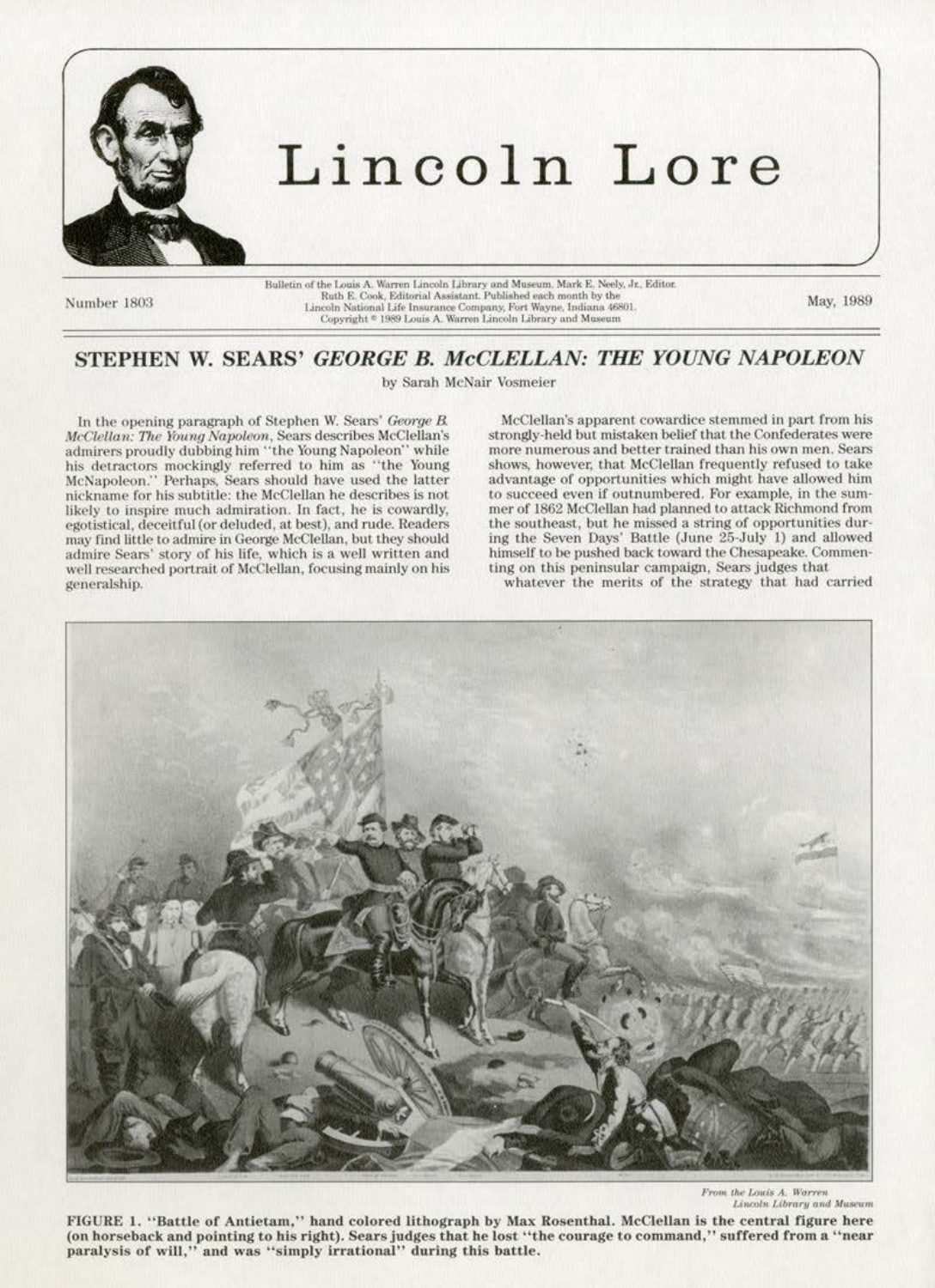# Lincoln Lore

Number 1803

Bulletin of the Louis A. Warren Lincoln Library and Museum. Mark E. Neely, Jr., Editor. Ruth E. Cook, Editorial Assistant. Published each month by the Lincoln National Life Insurance Company, Fort Wayne, Indiana 46801. Copyright © 1989 Louis A. Warren Lincoln Library and Museum

May, 1989

## STEPHEN W. SEARS' *GEORGE B. McCLELLAN: THE YOUNG NAPOLEON*

by Sarah McNair Vosmeier

In the opening paragraph of Stephen W. Sears' *George B. McClellan: The Young Napoleon*, Sears describes McClellan's admirers proudly dubbing him "the Young Napoleon" while his detractors mockingly referred to him as "the Young McNapoleon." Perhaps, Sears should have used the latter nickname for his subtitle: the McClellan he describes is not likely to inspire much admiration. In fact, he is cowardly, egotistical, deceitful (or deluded, at best), and rude. Readers may find little to admire in George McClellan, but they should admire Sears' story of his life, which is a well written and well researched portrait of McClellan, focusing mainly on his generalship.

McClellan's apparent cowardice stemmed in part from his strongly-held but mistaken belief that the Confederates were more numerous and better trained than his own men. Sears shows, however, that McClellan frequently refused to take advantage of opportunities which might have allowed him to succeed even if outnumbered. For example, in the summer of 1862 McClellan had planned to attack Richmond from the southeast, but he missed a string of opportunities during the Seven Days' Battle (June 25-July 1) and allowed himself to be pushed back toward the Chesapeake. Commenting on this peninsular campaign, Sears judges that

whatever the merits of the strategy that had carried

From the Louis A. Warren Lincoln Library and Museum

FIGURE 1. "Battle of Antietam," hand colored lithograph by Max Rosenthal. McClellan is the central figure here (on horseback and pointing to his right). Sears judges that he lost "the courage to command," suffered from a "near paralysis of will," and was "simply irrational" during this battle.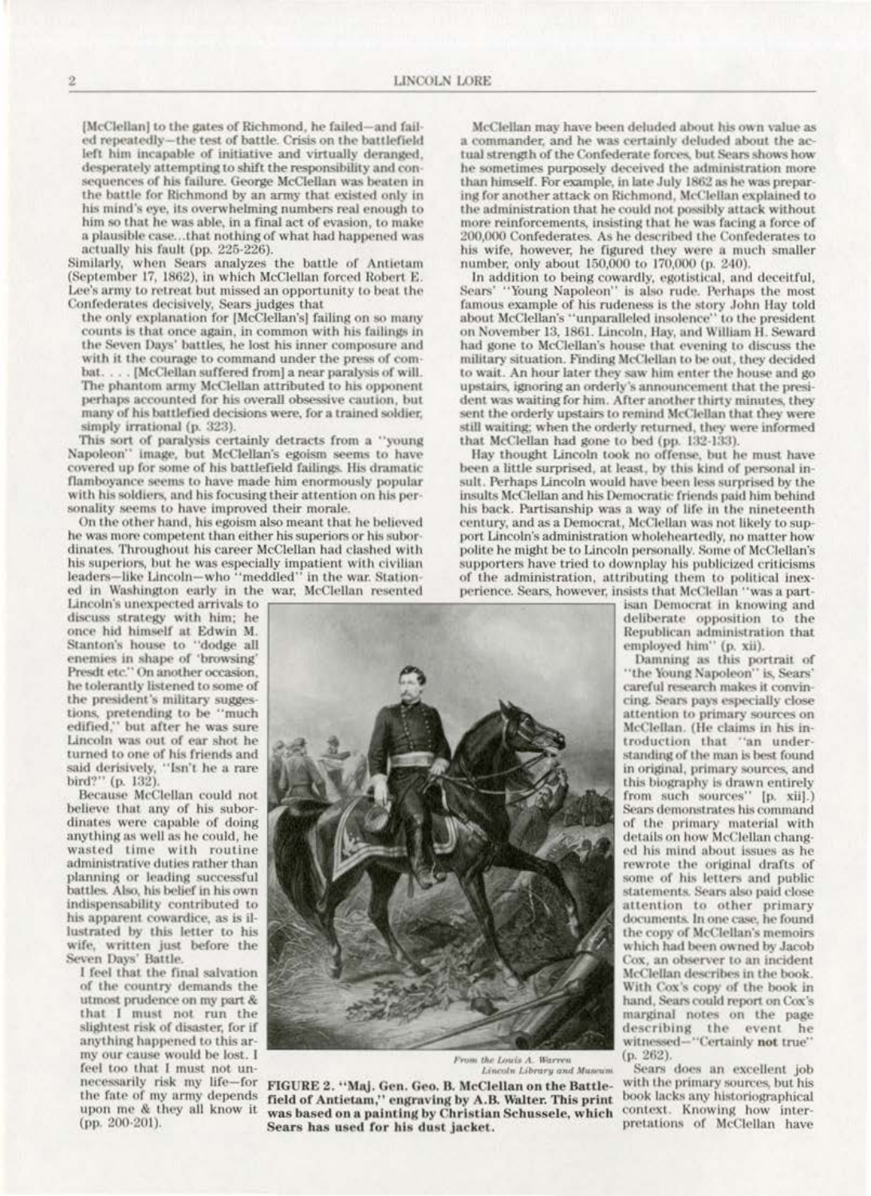[McClellan] to the gates of Richmond, he failed—and failed repeatedly—the test of battle. Crisis on the battlefield left him incapable of initiative and virtually deranged, desperately attempting to shift the responsibility and consequences of his failure. George McClellan was beaten in the battle for Richmond by an army that existed only in his mind's eye, its overwhelming numbers real enough to him so that he was able, in a final act of evasion, to make a plausible case...that nothing of what had happened was actually his fault (pp. 225-226).

Similarly, when Sears analyzes the battle of Antietam (September 17, 1862), in which McClellan forced Robert E. Lee's army to retreat but missed an opportunity to beat the Confederates decisively, Sears judges that

> the only explanation for [McClellan's] failing on so many counts is that once again, in common with his failings in the Seven Days' battles, he lost his inner composure and with it the courage to command under the press of combat. . . . [McClellan suffered from] a near paralysis of will. The phantom army McClellan attributed to his opponent perhaps accounted for his overall obsessive caution, but many of his battlefied decisions were, for a trained soldier, simply irrational (p. 323).

This sort of paralysis certainly detracts from a "young Napoleon" image, but McClellan's egoism seems to have covered up for some of his battlefield failings. His dramatic flamboyance seems to have made him enormously popular with his soldiers, and his focusing their attention on his personality seems to have improved their morale.

On the other hand, his egoism also meant that he believed he was more competent than either his superiors or his subordinates. Throughout his career McClellan had clashed with his superiors, but he was especially impatient with civilian leaders—like Lincoln—who "meddled" in the war. Stationed in Washington early in the war, McClellan resented Lincoln's unexpected arrivals to discuss strategy with him; he once hid himself at Edwin M. Stanton's house to "dodge all enemies in shape of 'browsing' Presdt etc." On another occasion, he tolerantly listened to some of the president's military suggestions, pretending to be "much edified," but after he was sure Lincoln was out of ear shot he turned to one of his friends and said derisively, "Isn't he a rare bird?" (p. 132).

Because McClellan could not believe that any of his subordinates were capable of doing anything as well as he could, he wasted time with routine administrative duties rather than planning or leading successful battles. Also, his belief in his own indispensability contributed to his apparent cowardice, as is illustrated by this letter to his wife, written just before the Seven Days' Battle.

> I feel that the final salvation of the country demands the utmost prudence on my part & that I must not run the slightest risk of disaster, for if anything happened to this army our cause would be lost. I feel too that I must not unnecessarily risk my life—for the fate of my army depends upon me & they all know it (pp. 200-201).

*From the Louis A. Warren Lincoln Library and Museum*

**FIGURE 2. "Maj. Gen. Geo. B. McClellan on the Battle-field of Antietam," engraving by A.B. Walter. This print was based on a painting by Christian Schussele, which Sears has used for his dust jacket.**

McClellan may have been deluded about his own value as a commander, and he was certainly deluded about the actual strength of the Confederate forces, but Sears shows how he sometimes purposely deceived the administration more than himself. For example, in late July 1862 as he was preparing for another attack on Richmond, McClellan explained to the administration that he could not possibly attack without more reinforcements, insisting that he was facing a force of 200,000 Confederates. As he described the Confederates to his wife, however, he figured they were a much smaller number, only about 150,000 to 170,000 (p. 240).

In addition to being cowardly, egotistical, and deceitful, Sears' "Young Napoleon" is also rude. Perhaps the most famous example of his rudeness is the story John Hay told about McClellan's "unparalleled insolence" to the president on November 13, 1861. Lincoln, Hay, and William H. Seward had gone to McClellan's house that evening to discuss the military situation. Finding McClellan to be out, they decided to wait. An hour later they saw him enter the house and go upstairs, ignoring an orderly's announcement that the president was waiting for him. After another thirty minutes, they sent the orderly upstairs to remind McClellan that they were still waiting; when the orderly returned, they were informed that McClellan had gone to bed (pp. 132-133).

Hay thought Lincoln took no offense, but he must have been a little surprised, at least, by this kind of personal insult. Perhaps Lincoln would have been less surprised by the insults McClellan and his Democratic friends paid him behind his back. Partisanship was a way of life in the nineteenth century, and as a Democrat, McClellan was not likely to support Lincoln's administration wholeheartedly, no matter how polite he might be to Lincoln personally. Some of McClellan's supporters have tried to downplay his publicized criticisms of the administration, attributing them to political inexperience. Sears, however, insists that McClellan "was a partisan Democrat in knowing and deliberate opposition to the Republican administration that employed him" (p. xii).

Damning as this portrait of "the Young Napoleon" is, Sears' careful research makes it convincing. Sears pays especially close attention to primary sources on McClellan. (He claims in his introduction that "an understanding of the man is best found in original, primary sources, and this biography is drawn entirely from such sources" [p. xiii].) Sears demonstrates his command of the primary material with details on how McClellan changed his mind about issues as he rewrote the original drafts of some of his letters and public statements. Sears also paid close attention to other primary documents. In one case, he found the copy of McClellan's memoirs which had been owned by Jacob Cox, an observer to an incident McClellan describes in the book. With Cox's copy of the book in hand, Sears could report on Cox's marginal notes on the page describing the event he witnessed—"Certainly **not** true" (p. 262).

Sears does an excellent job with the primary sources, but his book lacks any historiographical context. Knowing how interpretations of McClellan have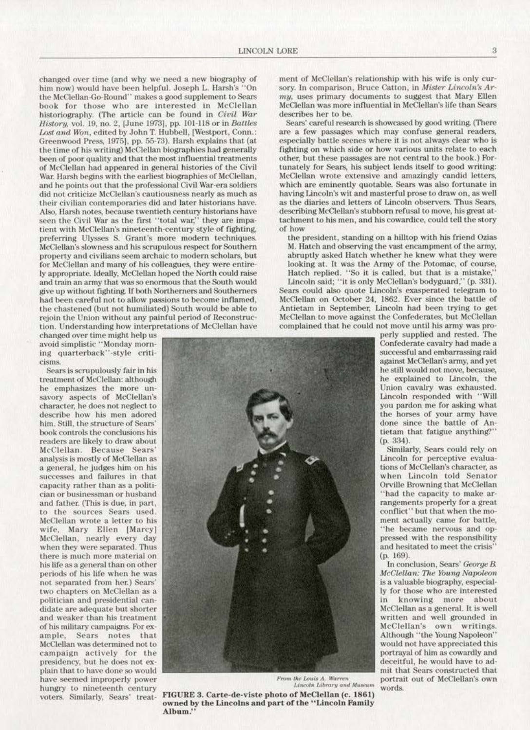changed over time (and why we need a new biography of him now) would have been helpful. Joseph L. Harsh's "On the McClellan-Go-Round" makes a good supplement to Sears book for those who are interested in McClellan historiography. (The article can be found in *Civil War History*, vol. 19, no. 2, [June 1973], pp. 101-118 or in *Battles Lost and Won*, edited by John T. Hubbell, [Westport, Conn.: Greenwood Press, 1975], pp. 55-73). Harsh explains that (at the time of his writing) McClellan biographies had generally been of poor quality and that the most influential treatments of McClellan had appeared in general histories of the Civil War. Harsh begins with the earliest biographies of McClellan, and he points out that the professional Civil War-era soldiers did not criticize McClellan's cautiousness nearly as much as their civilian contemporaries did and later historians have. Also, Harsh notes, because twentieth century historians have seen the Civil War as the first "total war," they are impatient with McClellan's nineteenth-century style of fighting, preferring Ulysses S. Grant's more modern techniques. McClellan's slowness and his scrupulous respect for Southern property and civilians seem archaic to modern scholars, but for McClellan and many of his colleagues, they were entirely appropriate. Ideally, McClellan hoped the North could raise and train an army that was so enormous that the South would give up without fighting. If both Northerners and Southerners had been careful not to allow passions to become inflamed, the chastened (but not humiliated) South would be able to rejoin the Union without any painful period of Reconstruction. Understanding how interpretations of McClellan have changed over time might help us avoid simplistic "Monday morning quarterback"-style criticisms.

Sears is scrupulously fair in his treatment of McClellan: although he emphasizes the more unsavory aspects of McClellan's character, he does not neglect to describe how his men adored him. Still, the structure of Sears' book controls the conclusions his readers are likely to draw about McClellan. Because Sears' analysis is mostly of McClellan as a general, he judges him on his successes and failures in that capacity rather than as a politician or businessman or husband and father. (This is due, in part, to the sources Sears used. McClellan wrote a letter to his wife, Mary Ellen [Marcy] McClellan, nearly every day when they were separated. Thus there is much more material on his life as a general than on other periods of his life when he was not separated from her.) Sears' two chapters on McClellan as a politician and presidential candidate are adequate but shorter and weaker than his treatment of his military campaigns. For example, Sears notes that McClellan was determined not to campaign actively for the presidency, but he does not explain that to have done so would have seemed improperly power hungry to nineteenth century voters. Similarly, Sears' treatment of McClellan's relationship with his wife is only cursory. In comparison, Bruce Catton, in *Mister Lincoln's Army*, uses primary documents to suggest that Mary Ellen McClellan was more influential in McClellan's life than Sears describes her to be.

Sears' careful research is showcased by good writing. (There are a few passages which may confuse general readers, especially battle scenes where it is not always clear who is fighting on which side or how various units relate to each other, but these passages are not central to the book.) Fortunately for Sears, his subject lends itself to good writing: McClellan wrote extensive and amazingly candid letters, which are eminently quotable. Sears was also fortunate in having Lincoln's wit and masterful prose to draw on, as well as the diaries and letters of Lincoln observers. Thus Sears, describing McClellan's stubborn refusal to move, his great attachment to his men, and his cowardice, could tell the story of how

> the president, standing on a hilltop with his friend Ozias M. Hatch and observing the vast encampment of the army, abruptly asked Hatch whether he knew what they were looking at. It was the Army of the Potomac, of course, Hatch replied. "So it is called, but that is a mistake," Lincoln said; "it is only McClellan's bodyguard," (p. 331).

Sears could also quote Lincoln's exasperated telegram to McClellan on October 24, 1862. Ever since the battle of Antietam in September, Lincoln had been trying to get McClellan to move against the Confederates, but McClellan complained that he could not move until his army was properly supplied and rested. The Confederate cavalry had made a successful and embarrassing raid against McClellan's army, and yet he still would not move, because, he explained to Lincoln, the Union cavalry was exhausted. Lincoln responded with "Will you pardon me for asking what the horses of your army have done since the battle of Antietam that fatigue anything?" (p. 334).

Similarly, Sears could rely on Lincoln for perceptive evaluations of McClellan's character, as when Lincoln told Senator Orville Browning that McClellan "had the capacity to make arrangements properly for a great conflict" but that when the moment actually came for battle, "he became nervous and oppressed with the responsibility and hesitated to meet the crisis" (p. 169).

In conclusion, Sears' *George B. McClellan: The Young Napoleon* is a valuable biography, especially for those who are interested in knowing more about McClellan as a general. It is well written and well grounded in McClellan's own writings. Although "the Young Napoleon" would not have appreciated this portrayal of him as cowardly and deceitful, he would have to admit that Sears constructed that portrait out of McClellan's own words.

*From the Louis A. Warren Lincoln Library and Museum*

**FIGURE 3. Carte-de-viste photo of McClellan (c. 1861) owned by the Lincolns and part of the "Lincoln Family Album."**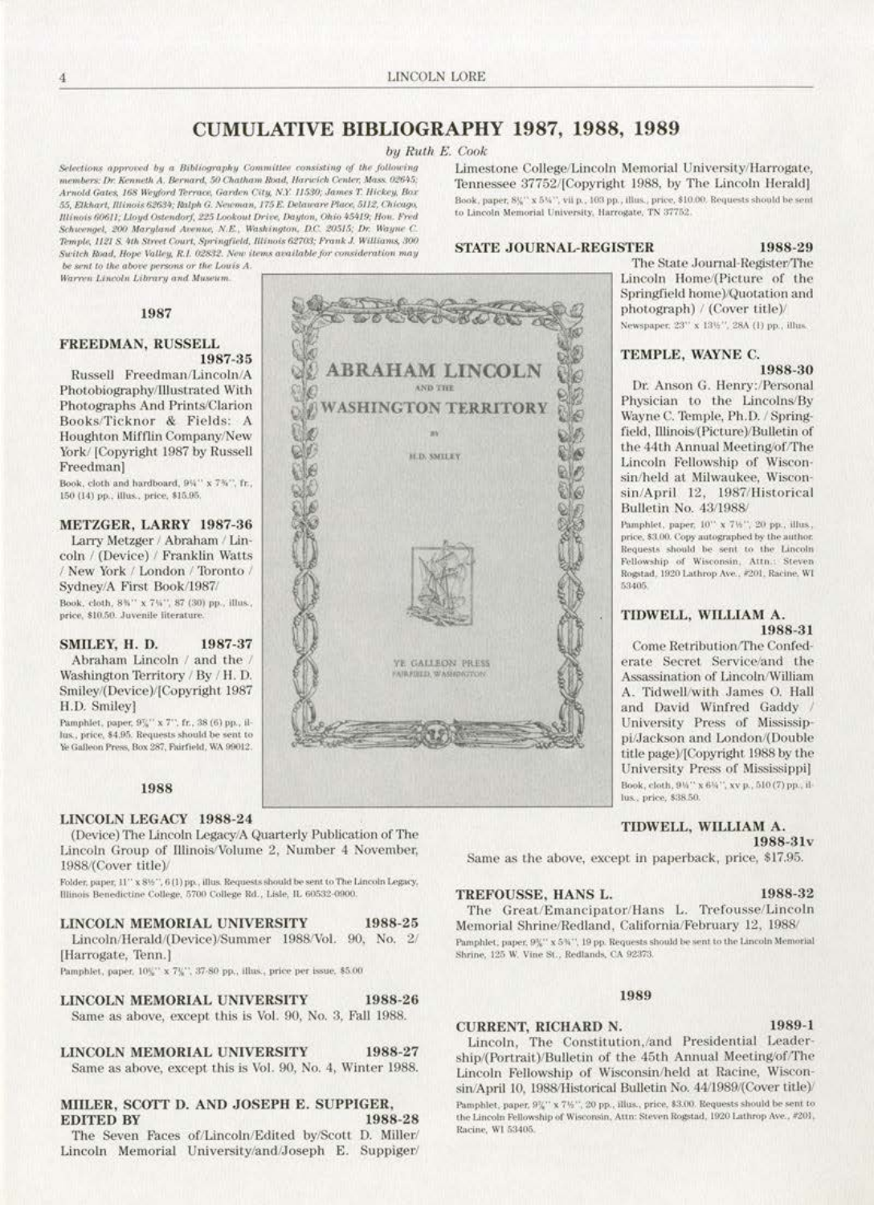# CUMULATIVE BIBLIOGRAPHY 1987, 1988, 1989

*by Ruth E. Cook*

*Selections approved by a Bibliography Committee consisting of the following members: Dr. Kenneth A. Bernard, 50 Chatham Road, Harwich Center, Mass. 02645; Arnold Gates, 168 Weyford Terrace, Garden City, N.Y. 11530; James T. Hickey, Box 55, Elkhart, Illinois 62634; Ralph G. Newman, 175 E. Delaware Place, 5112, Chicago, Illinois 60611; Lloyd Ostendorf, 225 Lookout Drive, Dayton, Ohio 45419; Hon. Fred Schwengel, 200 Maryland Avenue, N.E., Washington, D.C. 20515; Dr. Wayne C. Temple, 1121 S. 4th Street Court, Springfield, Illinois 62703; Frank J. Williams, 300 Switch Road, Hope Valley, R.I. 02832. New items available for consideration may be sent to the above persons or the Louis A. Warren Lincoln Library and Museum.*

## 1987

**FREEDMAN, RUSSELL** **1987-35**

Russell Freedman/Lincoln/A Photobiography/Illustrated With Photographs And Prints/Clarion Books/Ticknor & Fields: A Houghton Mifflin Company/New York/ [Copyright 1987 by Russell Freedman]

Book, cloth and hardboard, 9¼" x 7⅝", fr., 150 (14) pp., illus., price, $15.95.

**METZGER, LARRY** **1987-36**

Larry Metzger / Abraham / Lincoln / (Device) / Franklin Watts / New York / London / Toronto / Sydney/A First Book/1987/

Book, cloth, 8⅞" x 7¼", 87 (30) pp., illus., price, $10.50. Juvenile literature.

**SMILEY, H. D.** **1987-37**

Abraham Lincoln / and the / Washington Territory / By / H. D. Smiley/(Device)/[Copyright 1987 H.D. Smiley]

Pamphlet, paper, 9⅞" x 7", fr., 38 (6) pp., illus., price, $4.95. Requests should be sent to Ye Galleon Press, Box 287, Fairfield, WA 99012.

ABRAHAM LINCOLN AND THE WASHINGTON TERRITORY BY H.D. SMILEY

YE GALLEON PRESS FAIRFIELD, WASHINGTON

## 1988

**LINCOLN LEGACY** **1988-24**

(Device) The Lincoln Legacy/A Quarterly Publication of The Lincoln Group of Illinois/Volume 2, Number 4 November, 1988/(Cover title)/

Folder, paper, 11" x 8½", 6 (1) pp., illus. Requests should be sent to The Lincoln Legacy, Illinois Benedictine College, 5700 College Rd., Lisle, IL 60532-0900.

**LINCOLN MEMORIAL UNIVERSITY** **1988-25**

Lincoln/Herald/(Device)/Summer 1988/Vol. 90, No. 2/ [Harrogate, Tenn.]

Pamphlet, paper, 10⅞" x 7⅞", 37-80 pp., illus., price per issue, $5.00

**LINCOLN MEMORIAL UNIVERSITY** **1988-26**

Same as above, except this is Vol. 90, No. 3, Fall 1988.

**LINCOLN MEMORIAL UNIVERSITY** **1988-27**

Same as above, except this is Vol. 90, No. 4, Winter 1988.

**MIILER, SCOTT D. AND JOSEPH E. SUPPIGER, EDITED BY** **1988-28**

The Seven Faces of/Lincoln/Edited by/Scott D. Miller/ Lincoln Memorial University/and/Joseph E. Suppiger/ Limestone College/Lincoln Memorial University/Harrogate, Tennessee 37752/[Copyright 1988, by The Lincoln Herald]

Book, paper, 8⅞" x 5¾", vii p., 103 pp., illus., price, $10.00. Requests should be sent to Lincoln Memorial University, Harrogate, TN 37752.

**STATE JOURNAL-REGISTER** **1988-29**

The State Journal-Register/The Lincoln Home/(Picture of the Springfield home)/Quotation and photograph) / (Cover title)/

Newspaper, 23" x 13½", 28A (1) pp., illus.

**TEMPLE, WAYNE C.** **1988-30**

Dr. Anson G. Henry:/Personal Physician to the Lincolns/By Wayne C. Temple, Ph.D. / Springfield, Illinois/(Picture)/Bulletin of the 44th Annual Meeting/of/The Lincoln Fellowship of Wisconsin/held at Milwaukee, Wisconsin/April 12, 1987/Historical Bulletin No. 43/1988/

Pamphlet, paper, 10" x 7½", 20 pp., illus., price, $3.00. Copy autographed by the author. Requests should be sent to the Lincoln Fellowship of Wisconsin, Attn.: Steven Rogstad, 1920 Lathrop Ave., #201, Racine, WI 53405.

**TIDWELL, WILLIAM A.** **1988-31**

Come Retribution/The Confederate Secret Service/and the Assassination of Lincoln/William A. Tidwell/with James O. Hall and David Winfred Gaddy / University Press of Mississippi/Jackson and London/(Double title page)/[Copyright 1988 by the University Press of Mississippi]

Book, cloth, 9¼" x 6¼", xv p., 510 (7) pp., illus., price, $38.50.

**TIDWELL, WILLIAM A.** **1988-31v**

Same as the above, except in paperback, price, $17.95.

**TREFOUSSE, HANS L.** **1988-32**

The Great/Emancipator/Hans L. Trefousse/Lincoln Memorial Shrine/Redland, California/February 12, 1988/

Pamphlet, paper, 9⅞" x 5¾", 19 pp. Requests should be sent to the Lincoln Memorial Shrine, 125 W. Vine St., Redlands, CA 92373.

## 1989

**CURRENT, RICHARD N.** **1989-1**

Lincoln, The Constitution,/and Presidential Leadership/(Portrait)/Bulletin of the 45th Annual Meeting/of/The Lincoln Fellowship of Wisconsin/held at Racine, Wisconsin/April 10, 1988/Historical Bulletin No. 44/1989/(Cover title)/

Pamphlet, paper, 9⅞" x 7½", 20 pp., illus., price, $3.00. Requests should be sent to the Lincoln Fellowship of Wisconsin, Attn: Steven Rogstad, 1920 Lathrop Ave., #201, Racine, WI 53405.